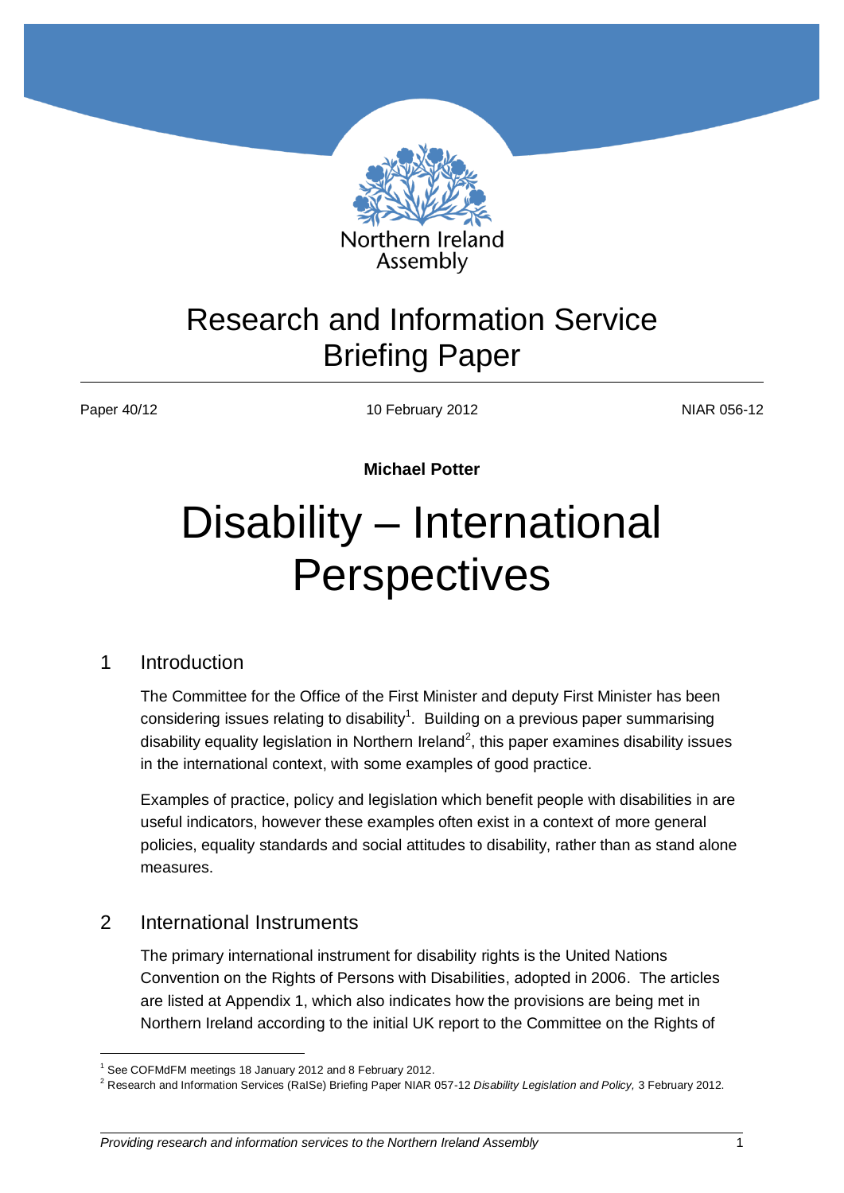Northern Ireland Assembly

# Research and Information Service Briefing Paper

Paper 40/12 | 10 February 2012 | NIAR 056-12

**Michael Potter**

# Disability – International Perspectives

## 1 Introduction

The Committee for the Office of the First Minister and deputy First Minister has been considering issues relating to disability[1]. Building on a previous paper summarising disability equality legislation in Northern Ireland[2], this paper examines disability issues in the international context, with some examples of good practice.

Examples of practice, policy and legislation which benefit people with disabilities in are useful indicators, however these examples often exist in a context of more general policies, equality standards and social attitudes to disability, rather than as stand alone measures.

## 2 International Instruments

The primary international instrument for disability rights is the United Nations Convention on the Rights of Persons with Disabilities, adopted in 2006. The articles are listed at Appendix 1, which also indicates how the provisions are being met in Northern Ireland according to the initial UK report to the Committee on the Rights of

---

[1] See COFMdFM meetings 18 January 2012 and 8 February 2012.

[2] Research and Information Services (RaISe) Briefing Paper NIAR 057-12 *Disability Legislation and Policy,* 3 February 2012.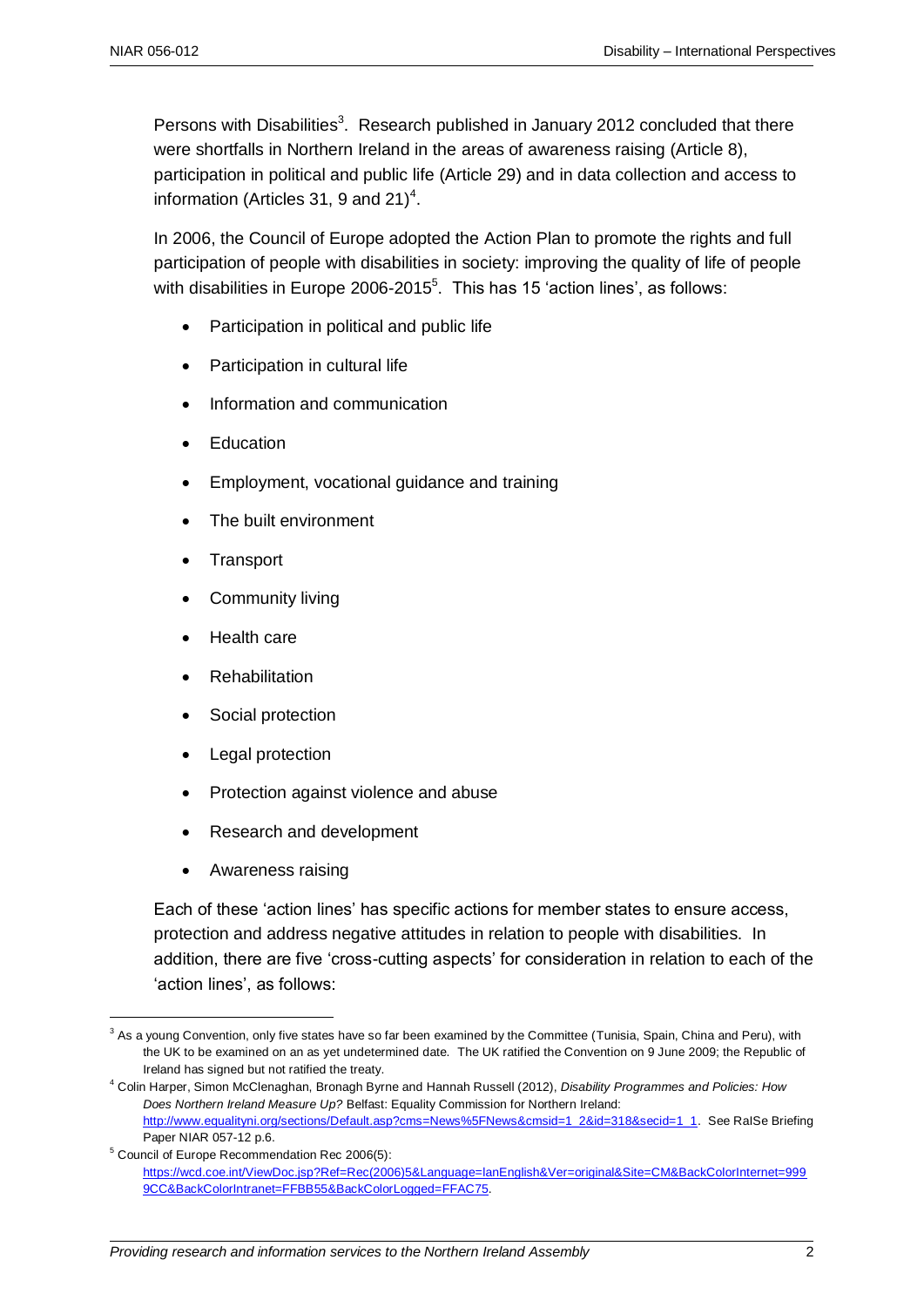Persons with Disabilities[3]. Research published in January 2012 concluded that there were shortfalls in Northern Ireland in the areas of awareness raising (Article 8), participation in political and public life (Article 29) and in data collection and access to information (Articles 31, 9 and 21)[4].

In 2006, the Council of Europe adopted the Action Plan to promote the rights and full participation of people with disabilities in society: improving the quality of life of people with disabilities in Europe 2006-2015[5]. This has 15 'action lines', as follows:

- Participation in political and public life
- Participation in cultural life
- Information and communication
- Education
- Employment, vocational guidance and training
- The built environment
- Transport
- Community living
- Health care
- Rehabilitation
- Social protection
- Legal protection
- Protection against violence and abuse
- Research and development
- Awareness raising

Each of these 'action lines' has specific actions for member states to ensure access, protection and address negative attitudes in relation to people with disabilities. In addition, there are five 'cross-cutting aspects' for consideration in relation to each of the 'action lines', as follows:

---

[3] As a young Convention, only five states have so far been examined by the Committee (Tunisia, Spain, China and Peru), with the UK to be examined on an as yet undetermined date. The UK ratified the Convention on 9 June 2009; the Republic of Ireland has signed but not ratified the treaty.

[4] Colin Harper, Simon McClenaghan, Bronagh Byrne and Hannah Russell (2012), *Disability Programmes and Policies: How Does Northern Ireland Measure Up?* Belfast: Equality Commission for Northern Ireland: http://www.equalityni.org/sections/Default.asp?cms=News%5FNews&cmsid=1_2&id=318&secid=1_1. See RaISe Briefing Paper NIAR 057-12 p.6.

[5] Council of Europe Recommendation Rec 2006(5): https://wcd.coe.int/ViewDoc.jsp?Ref=Rec(2006)5&Language=lanEnglish&Ver=original&Site=CM&BackColorInternet=9999CC&BackColorIntranet=FFBB55&BackColorLogged=FFAC75.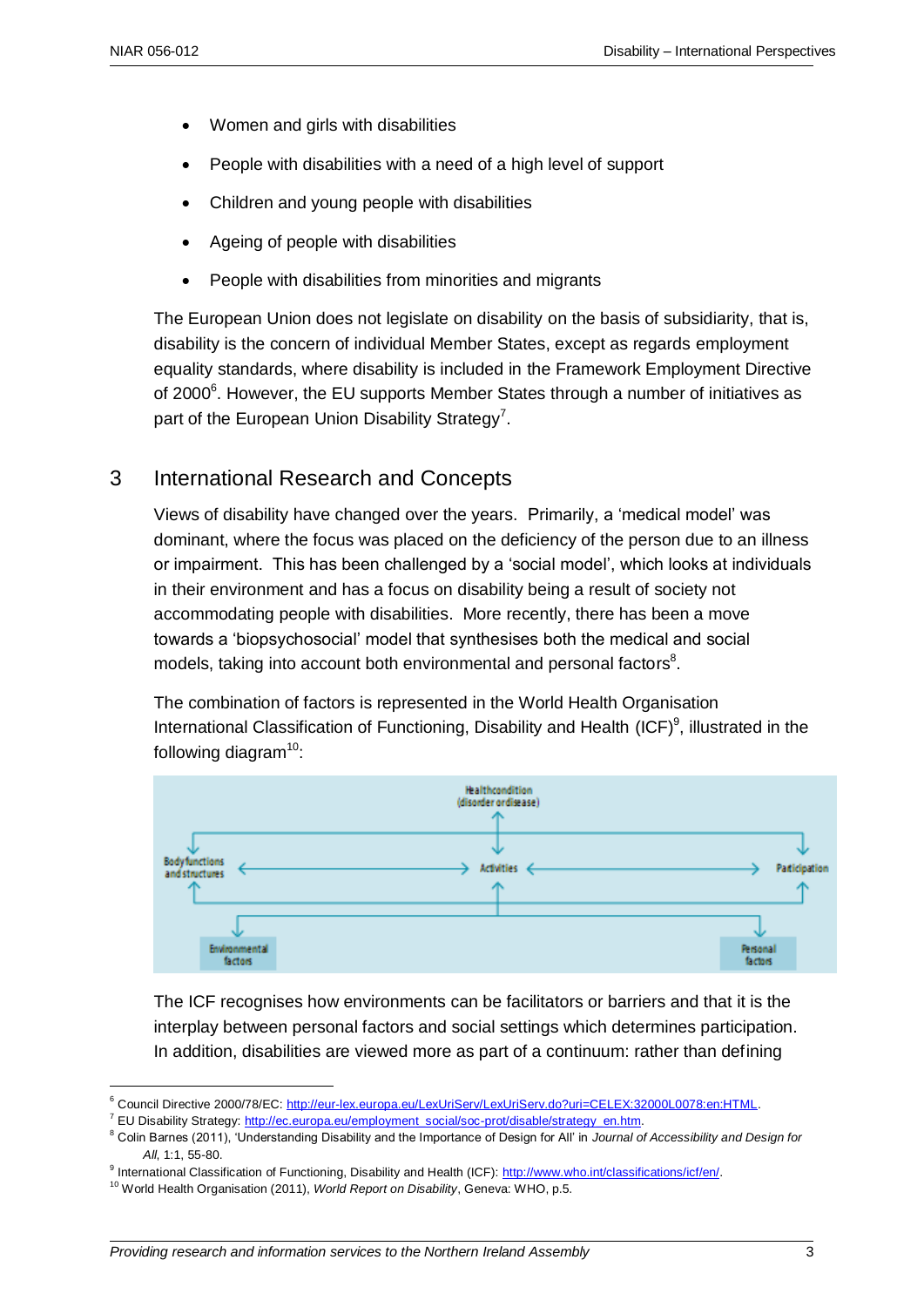- Women and girls with disabilities
- People with disabilities with a need of a high level of support
- Children and young people with disabilities
- Ageing of people with disabilities
- People with disabilities from minorities and migrants

The European Union does not legislate on disability on the basis of subsidiarity, that is, disability is the concern of individual Member States, except as regards employment equality standards, where disability is included in the Framework Employment Directive of 2000[6]. However, the EU supports Member States through a number of initiatives as part of the European Union Disability Strategy[7].

## 3 International Research and Concepts

Views of disability have changed over the years. Primarily, a 'medical model' was dominant, where the focus was placed on the deficiency of the person due to an illness or impairment. This has been challenged by a 'social model', which looks at individuals in their environment and has a focus on disability being a result of society not accommodating people with disabilities. More recently, there has been a move towards a 'biopsychosocial' model that synthesises both the medical and social models, taking into account both environmental and personal factors[8].

The combination of factors is represented in the World Health Organisation International Classification of Functioning, Disability and Health (ICF)[9], illustrated in the following diagram[10]:

Health condition (disorder or disease)

Body functions and structures — Activities — Participation

Environmental factors — Personal factors

The ICF recognises how environments can be facilitators or barriers and that it is the interplay between personal factors and social settings which determines participation. In addition, disabilities are viewed more as part of a continuum: rather than defining

---

[6] Council Directive 2000/78/EC: http://eur-lex.europa.eu/LexUriServ/LexUriServ.do?uri=CELEX:32000L0078:en:HTML.

[7] EU Disability Strategy: http://ec.europa.eu/employment_social/soc-prot/disable/strategy_en.htm.

[8] Colin Barnes (2011), 'Understanding Disability and the Importance of Design for All' in *Journal of Accessibility and Design for All*, 1:1, 55-80.

[9] International Classification of Functioning, Disability and Health (ICF): http://www.who.int/classifications/icf/en/.

[10] World Health Organisation (2011), *World Report on Disability*, Geneva: WHO, p.5.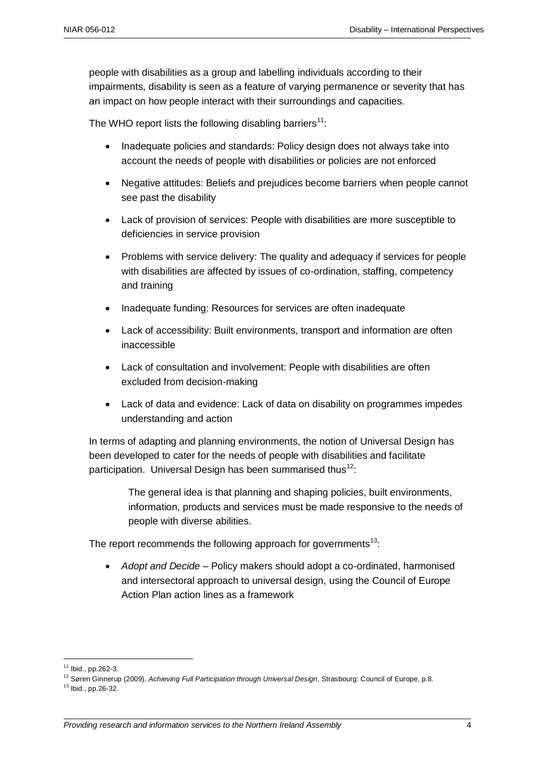people with disabilities as a group and labelling individuals according to their impairments, disability is seen as a feature of varying permanence or severity that has an impact on how people interact with their surroundings and capacities.

The WHO report lists the following disabling barriers[11]:

- Inadequate policies and standards: Policy design does not always take into account the needs of people with disabilities or policies are not enforced
- Negative attitudes: Beliefs and prejudices become barriers when people cannot see past the disability
- Lack of provision of services: People with disabilities are more susceptible to deficiencies in service provision
- Problems with service delivery: The quality and adequacy if services for people with disabilities are affected by issues of co-ordination, staffing, competency and training
- Inadequate funding: Resources for services are often inadequate
- Lack of accessibility: Built environments, transport and information are often inaccessible
- Lack of consultation and involvement: People with disabilities are often excluded from decision-making
- Lack of data and evidence: Lack of data on disability on programmes impedes understanding and action

In terms of adapting and planning environments, the notion of Universal Design has been developed to cater for the needs of people with disabilities and facilitate participation. Universal Design has been summarised thus[12]:

> The general idea is that planning and shaping policies, built environments, information, products and services must be made responsive to the needs of people with diverse abilities.

The report recommends the following approach for governments[13]:

- *Adopt and Decide* – Policy makers should adopt a co-ordinated, harmonised and intersectoral approach to universal design, using the Council of Europe Action Plan action lines as a framework

---

[11] Ibid., pp.262-3.

[12] Søren Ginnerup (2009), *Achieving Full Participation through Universal Design*, Strasbourg: Council of Europe, p.8.

[13] Ibid., pp.26-32.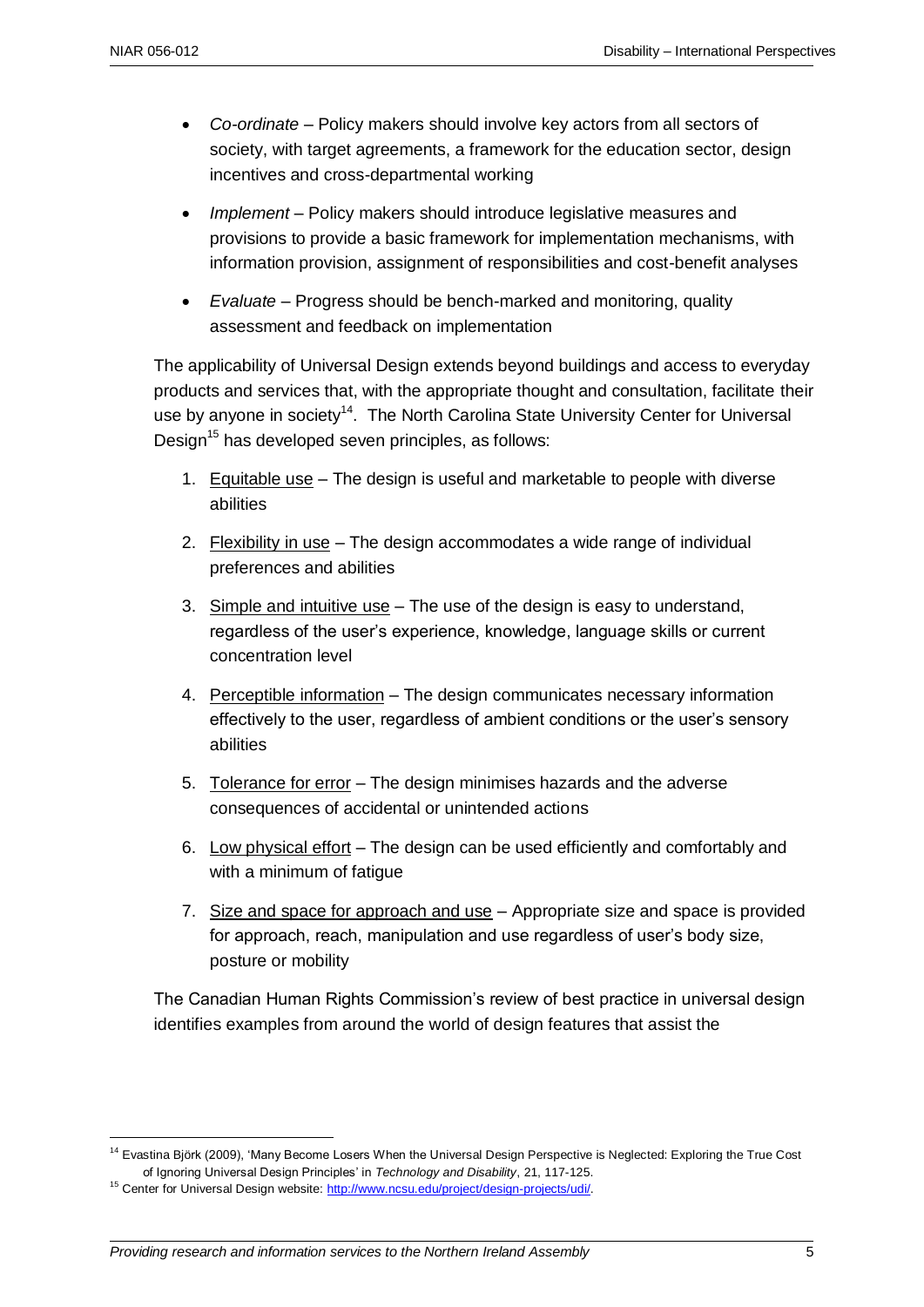- *Co-ordinate* – Policy makers should involve key actors from all sectors of society, with target agreements, a framework for the education sector, design incentives and cross-departmental working
- *Implement* – Policy makers should introduce legislative measures and provisions to provide a basic framework for implementation mechanisms, with information provision, assignment of responsibilities and cost-benefit analyses
- *Evaluate* – Progress should be bench-marked and monitoring, quality assessment and feedback on implementation

The applicability of Universal Design extends beyond buildings and access to everyday products and services that, with the appropriate thought and consultation, facilitate their use by anyone in society[14]. The North Carolina State University Center for Universal Design[15] has developed seven principles, as follows:

1. Equitable use – The design is useful and marketable to people with diverse abilities
2. Flexibility in use – The design accommodates a wide range of individual preferences and abilities
3. Simple and intuitive use – The use of the design is easy to understand, regardless of the user's experience, knowledge, language skills or current concentration level
4. Perceptible information – The design communicates necessary information effectively to the user, regardless of ambient conditions or the user's sensory abilities
5. Tolerance for error – The design minimises hazards and the adverse consequences of accidental or unintended actions
6. Low physical effort – The design can be used efficiently and comfortably and with a minimum of fatigue
7. Size and space for approach and use – Appropriate size and space is provided for approach, reach, manipulation and use regardless of user's body size, posture or mobility

The Canadian Human Rights Commission's review of best practice in universal design identifies examples from around the world of design features that assist the

---

[14] Evastina Björk (2009), 'Many Become Losers When the Universal Design Perspective is Neglected: Exploring the True Cost of Ignoring Universal Design Principles' in *Technology and Disability*, 21, 117-125.

[15] Center for Universal Design website: http://www.ncsu.edu/project/design-projects/udi/.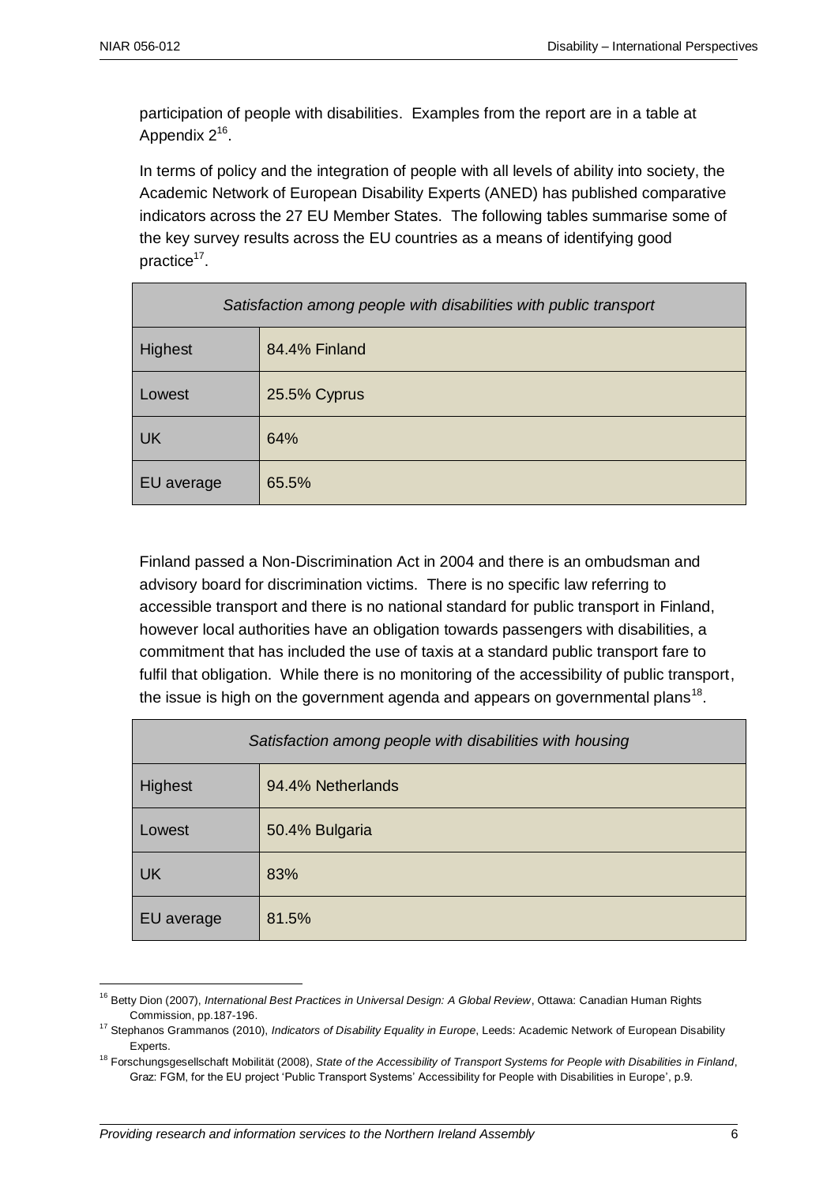participation of people with disabilities. Examples from the report are in a table at Appendix 2[16].

In terms of policy and the integration of people with all levels of ability into society, the Academic Network of European Disability Experts (ANED) has published comparative indicators across the 27 EU Member States. The following tables summarise some of the key survey results across the EU countries as a means of identifying good practice[17].

| *Satisfaction among people with disabilities with public transport* | |
|---|---|
| Highest | 84.4% Finland |
| Lowest | 25.5% Cyprus |
| UK | 64% |
| EU average | 65.5% |

Finland passed a Non-Discrimination Act in 2004 and there is an ombudsman and advisory board for discrimination victims. There is no specific law referring to accessible transport and there is no national standard for public transport in Finland, however local authorities have an obligation towards passengers with disabilities, a commitment that has included the use of taxis at a standard public transport fare to fulfil that obligation. While there is no monitoring of the accessibility of public transport, the issue is high on the government agenda and appears on governmental plans[18].

| *Satisfaction among people with disabilities with housing* | |
|---|---|
| Highest | 94.4% Netherlands |
| Lowest | 50.4% Bulgaria |
| UK | 83% |
| EU average | 81.5% |

---

[16] Betty Dion (2007), *International Best Practices in Universal Design: A Global Review*, Ottawa: Canadian Human Rights Commission, pp.187-196.

[17] Stephanos Grammanos (2010), *Indicators of Disability Equality in Europe*, Leeds: Academic Network of European Disability Experts.

[18] Forschungsgesellschaft Mobilität (2008), *State of the Accessibility of Transport Systems for People with Disabilities in Finland*, Graz: FGM, for the EU project 'Public Transport Systems' Accessibility for People with Disabilities in Europe', p.9.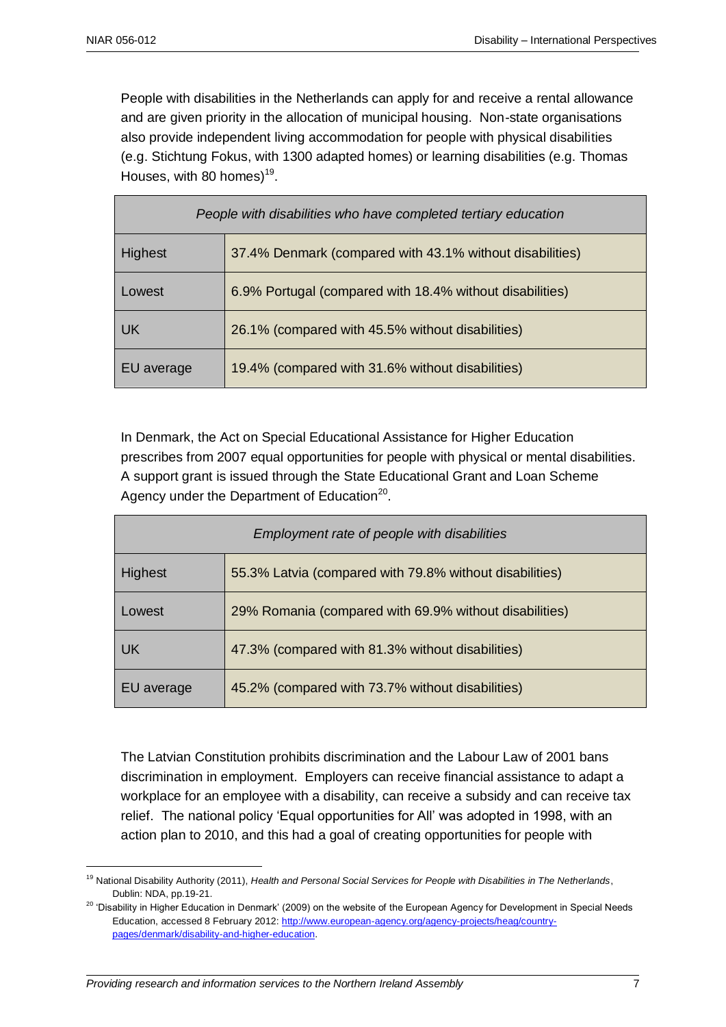People with disabilities in the Netherlands can apply for and receive a rental allowance and are given priority in the allocation of municipal housing. Non-state organisations also provide independent living accommodation for people with physical disabilities (e.g. Stichtung Fokus, with 1300 adapted homes) or learning disabilities (e.g. Thomas Houses, with 80 homes)[19].

| *People with disabilities who have completed tertiary education* | |
|---|---|
| Highest | 37.4% Denmark (compared with 43.1% without disabilities) |
| Lowest | 6.9% Portugal (compared with 18.4% without disabilities) |
| UK | 26.1% (compared with 45.5% without disabilities) |
| EU average | 19.4% (compared with 31.6% without disabilities) |

In Denmark, the Act on Special Educational Assistance for Higher Education prescribes from 2007 equal opportunities for people with physical or mental disabilities. A support grant is issued through the State Educational Grant and Loan Scheme Agency under the Department of Education[20].

| *Employment rate of people with disabilities* | |
|---|---|
| Highest | 55.3% Latvia (compared with 79.8% without disabilities) |
| Lowest | 29% Romania (compared with 69.9% without disabilities) |
| UK | 47.3% (compared with 81.3% without disabilities) |
| EU average | 45.2% (compared with 73.7% without disabilities) |

The Latvian Constitution prohibits discrimination and the Labour Law of 2001 bans discrimination in employment. Employers can receive financial assistance to adapt a workplace for an employee with a disability, can receive a subsidy and can receive tax relief. The national policy 'Equal opportunities for All' was adopted in 1998, with an action plan to 2010, and this had a goal of creating opportunities for people with

---

[19] National Disability Authority (2011), *Health and Personal Social Services for People with Disabilities in The Netherlands*, Dublin: NDA, pp.19-21.

[20] 'Disability in Higher Education in Denmark' (2009) on the website of the European Agency for Development in Special Needs Education, accessed 8 February 2012: http://www.european-agency.org/agency-projects/heag/country-pages/denmark/disability-and-higher-education.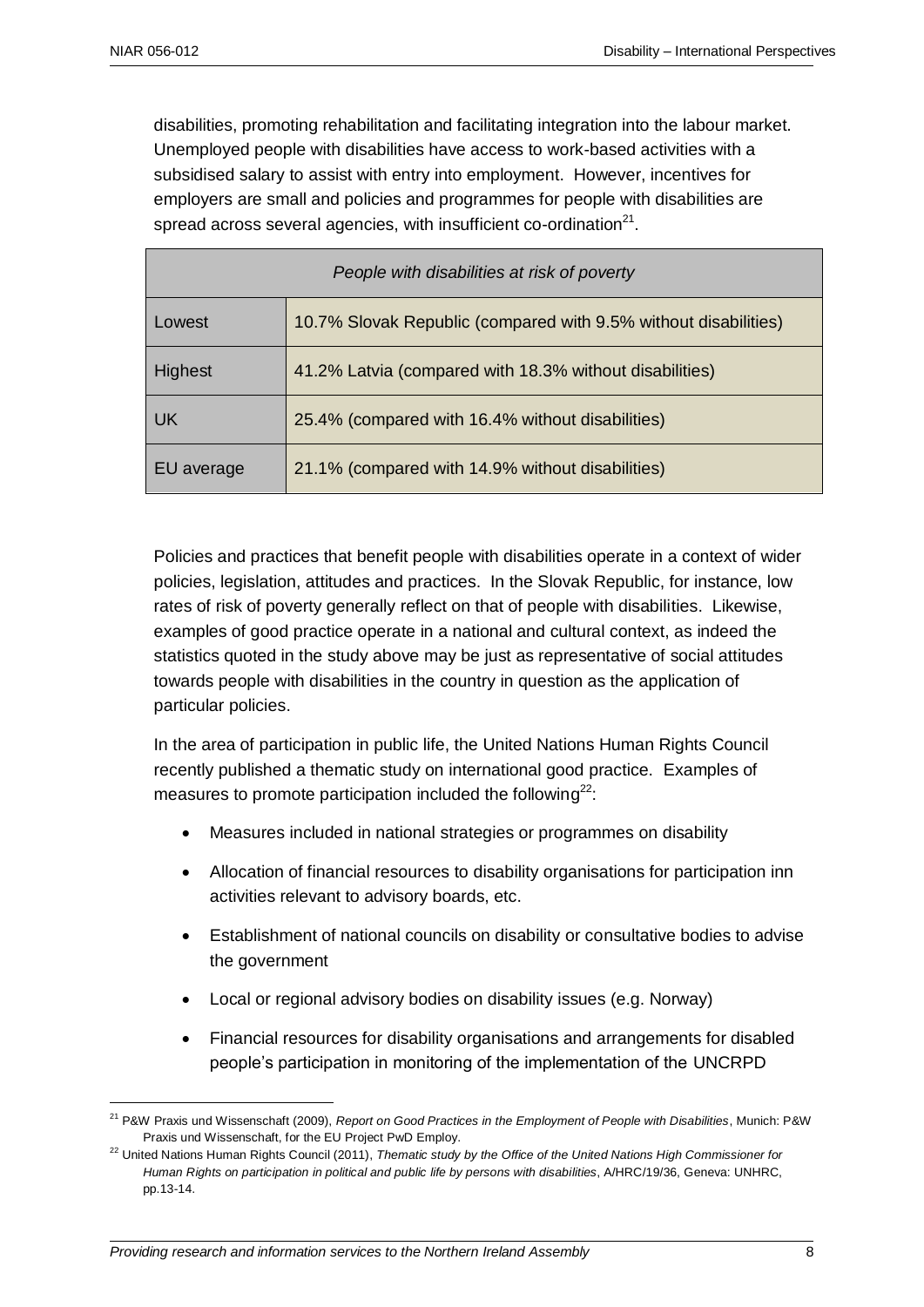disabilities, promoting rehabilitation and facilitating integration into the labour market. Unemployed people with disabilities have access to work-based activities with a subsidised salary to assist with entry into employment. However, incentives for employers are small and policies and programmes for people with disabilities are spread across several agencies, with insufficient co-ordination[21].

| *People with disabilities at risk of poverty* | |
|---|---|
| Lowest | 10.7% Slovak Republic (compared with 9.5% without disabilities) |
| Highest | 41.2% Latvia (compared with 18.3% without disabilities) |
| UK | 25.4% (compared with 16.4% without disabilities) |
| EU average | 21.1% (compared with 14.9% without disabilities) |

Policies and practices that benefit people with disabilities operate in a context of wider policies, legislation, attitudes and practices. In the Slovak Republic, for instance, low rates of risk of poverty generally reflect on that of people with disabilities. Likewise, examples of good practice operate in a national and cultural context, as indeed the statistics quoted in the study above may be just as representative of social attitudes towards people with disabilities in the country in question as the application of particular policies.

In the area of participation in public life, the United Nations Human Rights Council recently published a thematic study on international good practice. Examples of measures to promote participation included the following[22]:

- Measures included in national strategies or programmes on disability
- Allocation of financial resources to disability organisations for participation inn activities relevant to advisory boards, etc.
- Establishment of national councils on disability or consultative bodies to advise the government
- Local or regional advisory bodies on disability issues (e.g. Norway)
- Financial resources for disability organisations and arrangements for disabled people's participation in monitoring of the implementation of the UNCRPD

[21] P&W Praxis und Wissenschaft (2009), *Report on Good Practices in the Employment of People with Disabilities*, Munich: P&W Praxis und Wissenschaft, for the EU Project PwD Employ.

[22] United Nations Human Rights Council (2011), *Thematic study by the Office of the United Nations High Commissioner for Human Rights on participation in political and public life by persons with disabilities*, A/HRC/19/36, Geneva: UNHRC, pp.13-14.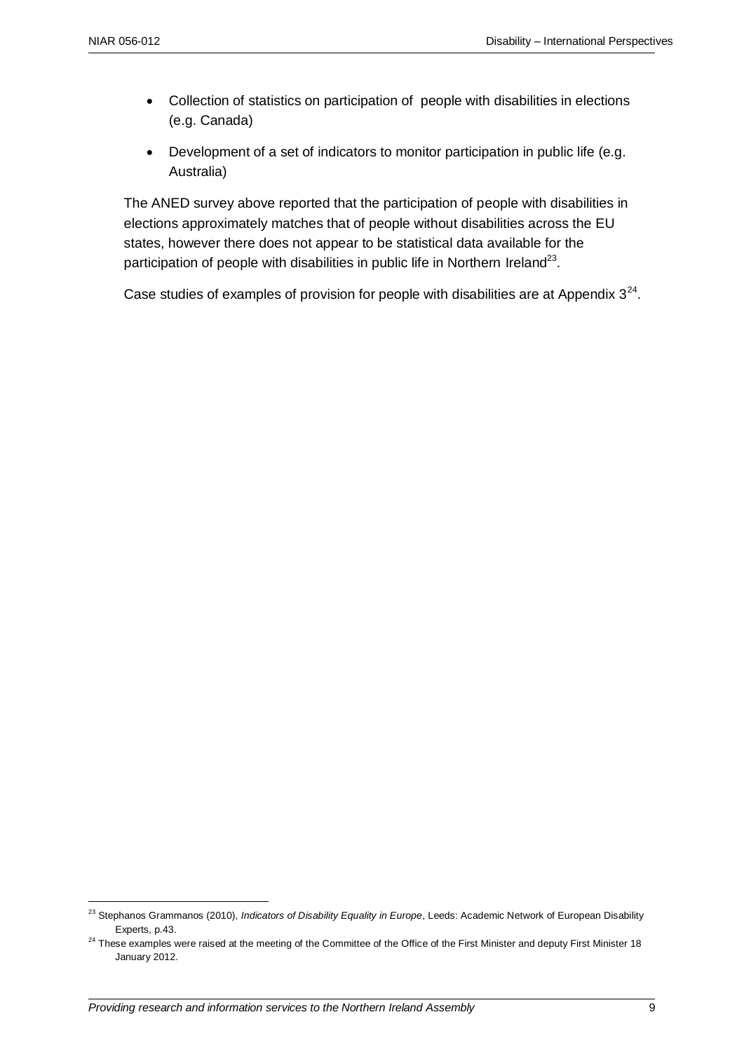- Collection of statistics on participation of people with disabilities in elections (e.g. Canada)
- Development of a set of indicators to monitor participation in public life (e.g. Australia)

The ANED survey above reported that the participation of people with disabilities in elections approximately matches that of people without disabilities across the EU states, however there does not appear to be statistical data available for the participation of people with disabilities in public life in Northern Ireland[23].

Case studies of examples of provision for people with disabilities are at Appendix 3[24].

---

[23] Stephanos Grammanos (2010), *Indicators of Disability Equality in Europe*, Leeds: Academic Network of European Disability Experts, p.43.

[24] These examples were raised at the meeting of the Committee of the Office of the First Minister and deputy First Minister 18 January 2012.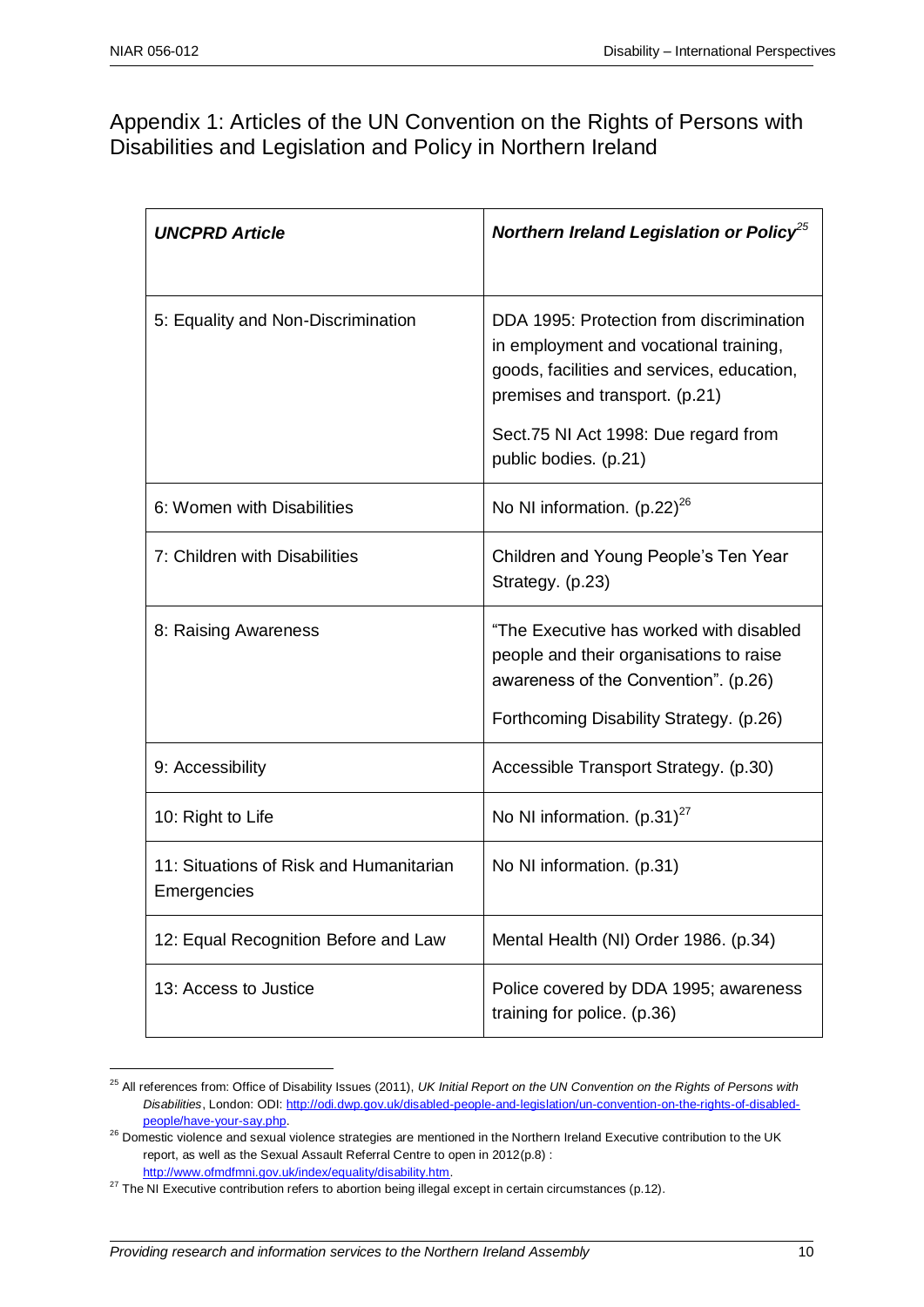## Appendix 1: Articles of the UN Convention on the Rights of Persons with Disabilities and Legislation and Policy in Northern Ireland

| *UNCPRD Article* | *Northern Ireland Legislation or Policy*[25] |
|---|---|
| 5: Equality and Non-Discrimination | DDA 1995: Protection from discrimination in employment and vocational training, goods, facilities and services, education, premises and transport. (p.21)<br><br>Sect.75 NI Act 1998: Due regard from public bodies. (p.21) |
| 6: Women with Disabilities | No NI information. (p.22)[26] |
| 7: Children with Disabilities | Children and Young People's Ten Year Strategy. (p.23) |
| 8: Raising Awareness | "The Executive has worked with disabled people and their organisations to raise awareness of the Convention". (p.26)<br><br>Forthcoming Disability Strategy. (p.26) |
| 9: Accessibility | Accessible Transport Strategy. (p.30) |
| 10: Right to Life | No NI information. (p.31)[27] |
| 11: Situations of Risk and Humanitarian Emergencies | No NI information. (p.31) |
| 12: Equal Recognition Before and Law | Mental Health (NI) Order 1986. (p.34) |
| 13: Access to Justice | Police covered by DDA 1995; awareness training for police. (p.36) |

[25] All references from: Office of Disability Issues (2011), *UK Initial Report on the UN Convention on the Rights of Persons with Disabilities*, London: ODI: http://odi.dwp.gov.uk/disabled-people-and-legislation/un-convention-on-the-rights-of-disabled-people/have-your-say.php.

[26] Domestic violence and sexual violence strategies are mentioned in the Northern Ireland Executive contribution to the UK report, as well as the Sexual Assault Referral Centre to open in 2012(p.8) : http://www.ofmdfmni.gov.uk/index/equality/disability.htm.

[27] The NI Executive contribution refers to abortion being illegal except in certain circumstances (p.12).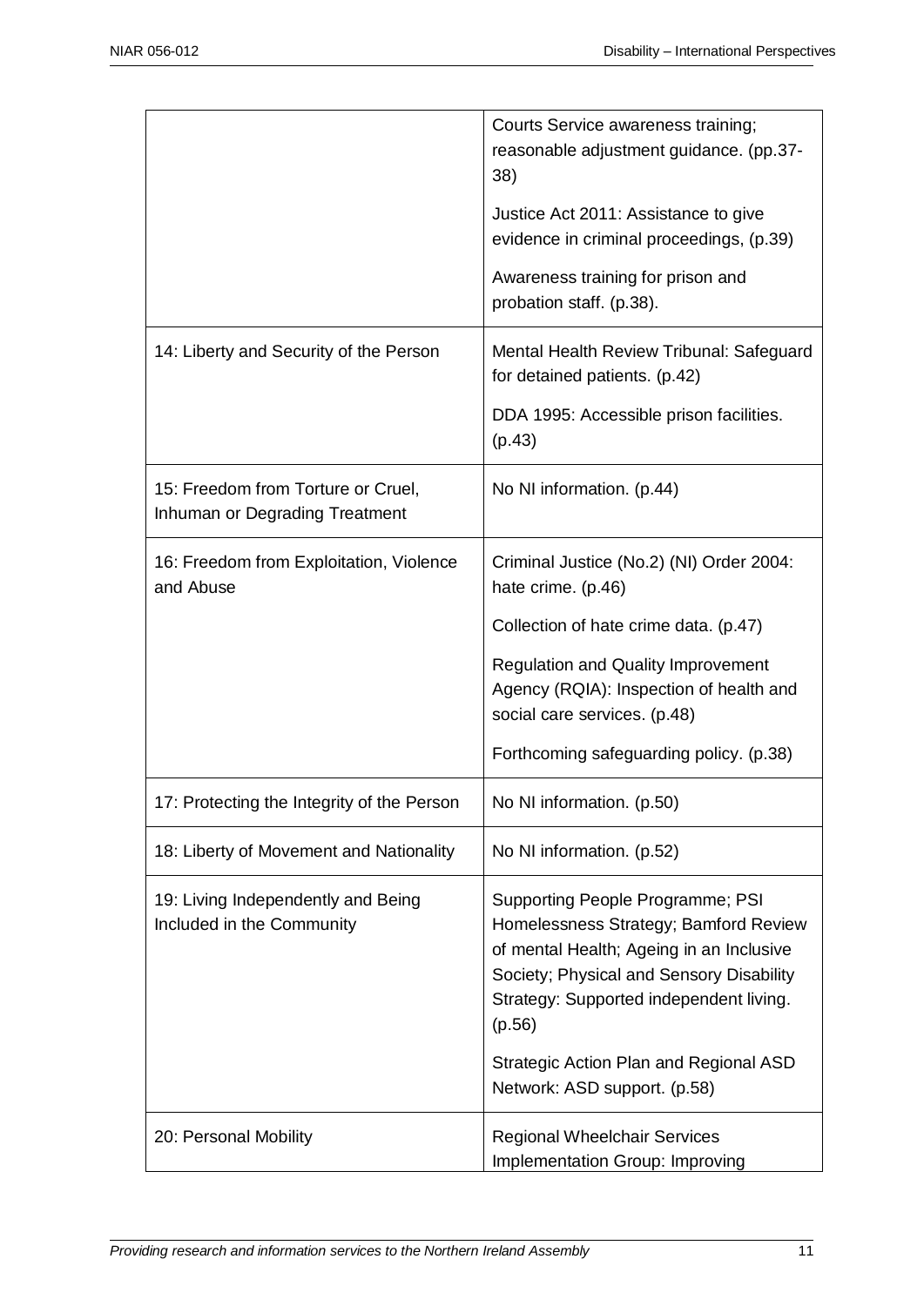| | |
|---|---|
| | Courts Service awareness training; reasonable adjustment guidance. (pp.37-38)<br><br>Justice Act 2011: Assistance to give evidence in criminal proceedings, (p.39)<br><br>Awareness training for prison and probation staff. (p.38). |
| 14: Liberty and Security of the Person | Mental Health Review Tribunal: Safeguard for detained patients. (p.42)<br><br>DDA 1995: Accessible prison facilities. (p.43) |
| 15: Freedom from Torture or Cruel, Inhuman or Degrading Treatment | No NI information. (p.44) |
| 16: Freedom from Exploitation, Violence and Abuse | Criminal Justice (No.2) (NI) Order 2004: hate crime. (p.46)<br><br>Collection of hate crime data. (p.47)<br><br>Regulation and Quality Improvement Agency (RQIA): Inspection of health and social care services. (p.48)<br><br>Forthcoming safeguarding policy. (p.38) |
| 17: Protecting the Integrity of the Person | No NI information. (p.50) |
| 18: Liberty of Movement and Nationality | No NI information. (p.52) |
| 19: Living Independently and Being Included in the Community | Supporting People Programme; PSI Homelessness Strategy; Bamford Review of mental Health; Ageing in an Inclusive Society; Physical and Sensory Disability Strategy: Supported independent living. (p.56)<br><br>Strategic Action Plan and Regional ASD Network: ASD support. (p.58) |
| 20: Personal Mobility | Regional Wheelchair Services Implementation Group: Improving |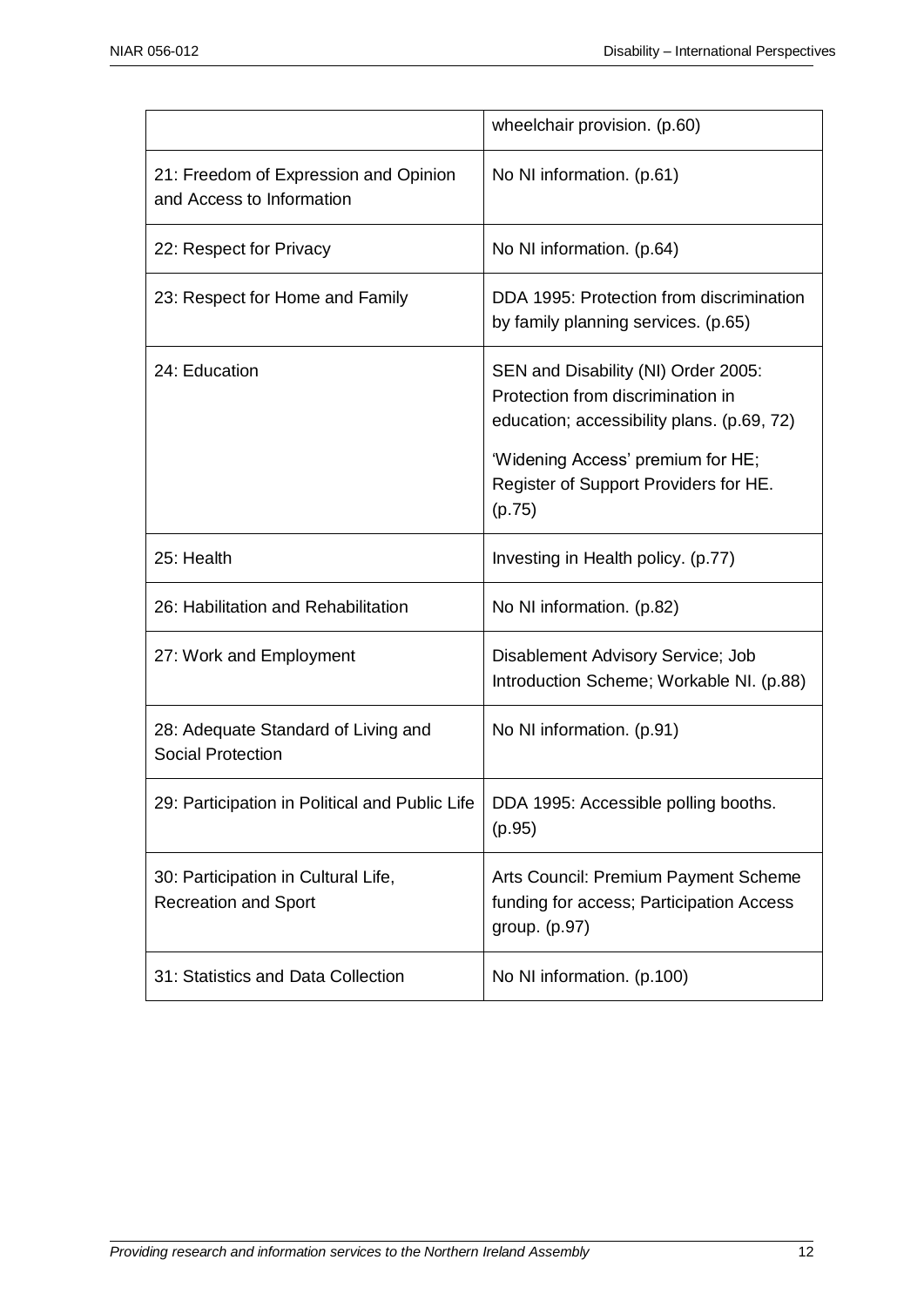| | |
|---|---|
| | wheelchair provision. (p.60) |
| 21: Freedom of Expression and Opinion and Access to Information | No NI information. (p.61) |
| 22: Respect for Privacy | No NI information. (p.64) |
| 23: Respect for Home and Family | DDA 1995: Protection from discrimination by family planning services. (p.65) |
| 24: Education | SEN and Disability (NI) Order 2005: Protection from discrimination in education; accessibility plans. (p.69, 72)<br><br>'Widening Access' premium for HE; Register of Support Providers for HE. (p.75) |
| 25: Health | Investing in Health policy. (p.77) |
| 26: Habilitation and Rehabilitation | No NI information. (p.82) |
| 27: Work and Employment | Disablement Advisory Service; Job Introduction Scheme; Workable NI. (p.88) |
| 28: Adequate Standard of Living and Social Protection | No NI information. (p.91) |
| 29: Participation in Political and Public Life | DDA 1995: Accessible polling booths. (p.95) |
| 30: Participation in Cultural Life, Recreation and Sport | Arts Council: Premium Payment Scheme funding for access; Participation Access group. (p.97) |
| 31: Statistics and Data Collection | No NI information. (p.100) |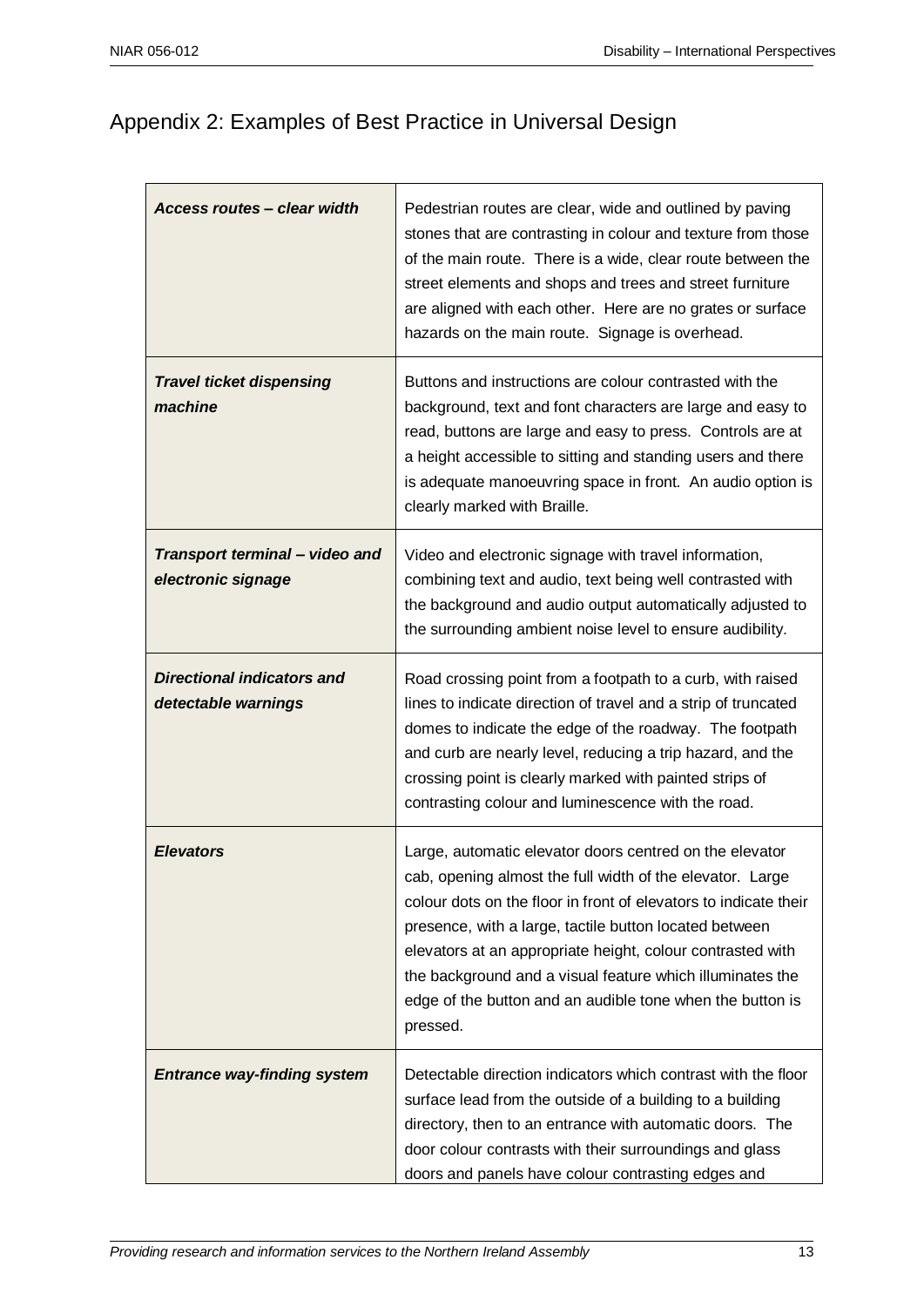# Appendix 2: Examples of Best Practice in Universal Design

| | |
|---|---|
| ***Access routes – clear width*** | Pedestrian routes are clear, wide and outlined by paving stones that are contrasting in colour and texture from those of the main route. There is a wide, clear route between the street elements and shops and trees and street furniture are aligned with each other. Here are no grates or surface hazards on the main route. Signage is overhead. |
| ***Travel ticket dispensing machine*** | Buttons and instructions are colour contrasted with the background, text and font characters are large and easy to read, buttons are large and easy to press. Controls are at a height accessible to sitting and standing users and there is adequate manoeuvring space in front. An audio option is clearly marked with Braille. |
| ***Transport terminal – video and electronic signage*** | Video and electronic signage with travel information, combining text and audio, text being well contrasted with the background and audio output automatically adjusted to the surrounding ambient noise level to ensure audibility. |
| ***Directional indicators and detectable warnings*** | Road crossing point from a footpath to a curb, with raised lines to indicate direction of travel and a strip of truncated domes to indicate the edge of the roadway. The footpath and curb are nearly level, reducing a trip hazard, and the crossing point is clearly marked with painted strips of contrasting colour and luminescence with the road. |
| ***Elevators*** | Large, automatic elevator doors centred on the elevator cab, opening almost the full width of the elevator. Large colour dots on the floor in front of elevators to indicate their presence, with a large, tactile button located between elevators at an appropriate height, colour contrasted with the background and a visual feature which illuminates the edge of the button and an audible tone when the button is pressed. |
| ***Entrance way-finding system*** | Detectable direction indicators which contrast with the floor surface lead from the outside of a building to a building directory, then to an entrance with automatic doors. The door colour contrasts with their surroundings and glass doors and panels have colour contrasting edges and |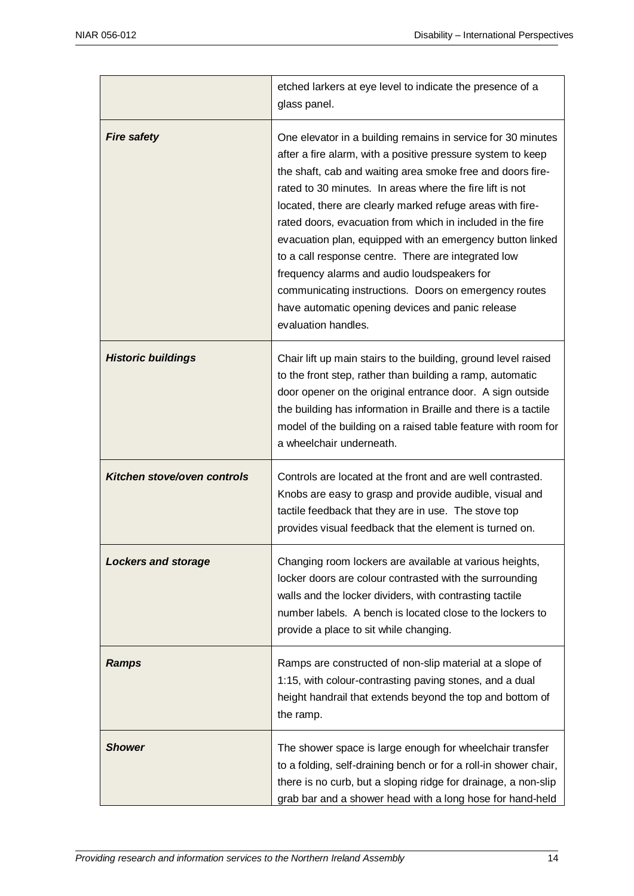| | |
|---|---|
| | etched larkers at eye level to indicate the presence of a glass panel. |
| ***Fire safety*** | One elevator in a building remains in service for 30 minutes after a fire alarm, with a positive pressure system to keep the shaft, cab and waiting area smoke free and doors fire-rated to 30 minutes. In areas where the fire lift is not located, there are clearly marked refuge areas with fire-rated doors, evacuation from which in included in the fire evacuation plan, equipped with an emergency button linked to a call response centre. There are integrated low frequency alarms and audio loudspeakers for communicating instructions. Doors on emergency routes have automatic opening devices and panic release evaluation handles. |
| ***Historic buildings*** | Chair lift up main stairs to the building, ground level raised to the front step, rather than building a ramp, automatic door opener on the original entrance door. A sign outside the building has information in Braille and there is a tactile model of the building on a raised table feature with room for a wheelchair underneath. |
| ***Kitchen stove/oven controls*** | Controls are located at the front and are well contrasted. Knobs are easy to grasp and provide audible, visual and tactile feedback that they are in use. The stove top provides visual feedback that the element is turned on. |
| ***Lockers and storage*** | Changing room lockers are available at various heights, locker doors are colour contrasted with the surrounding walls and the locker dividers, with contrasting tactile number labels. A bench is located close to the lockers to provide a place to sit while changing. |
| ***Ramps*** | Ramps are constructed of non-slip material at a slope of 1:15, with colour-contrasting paving stones, and a dual height handrail that extends beyond the top and bottom of the ramp. |
| ***Shower*** | The shower space is large enough for wheelchair transfer to a folding, self-draining bench or for a roll-in shower chair, there is no curb, but a sloping ridge for drainage, a non-slip grab bar and a shower head with a long hose for hand-held |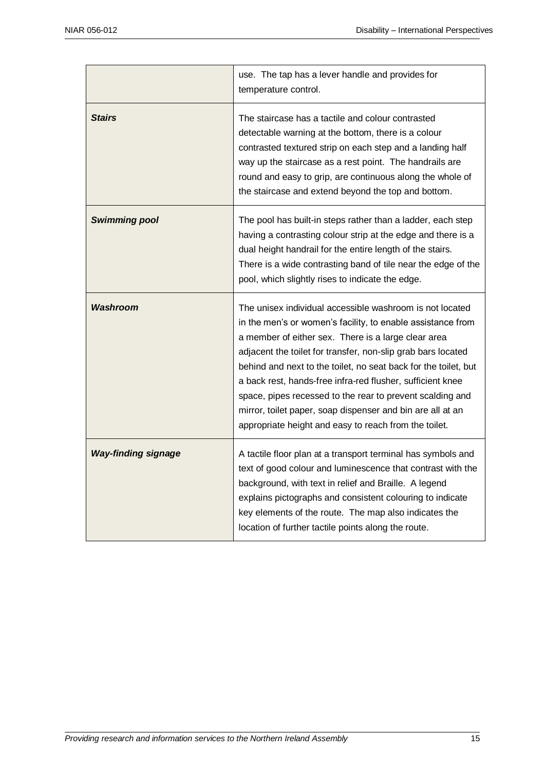|  |  |
|---|---|
|  | use. The tap has a lever handle and provides for temperature control. |
| ***Stairs*** | The staircase has a tactile and colour contrasted detectable warning at the bottom, there is a colour contrasted textured strip on each step and a landing half way up the staircase as a rest point. The handrails are round and easy to grip, are continuous along the whole of the staircase and extend beyond the top and bottom. |
| ***Swimming pool*** | The pool has built-in steps rather than a ladder, each step having a contrasting colour strip at the edge and there is a dual height handrail for the entire length of the stairs. There is a wide contrasting band of tile near the edge of the pool, which slightly rises to indicate the edge. |
| ***Washroom*** | The unisex individual accessible washroom is not located in the men's or women's facility, to enable assistance from a member of either sex. There is a large clear area adjacent the toilet for transfer, non-slip grab bars located behind and next to the toilet, no seat back for the toilet, but a back rest, hands-free infra-red flusher, sufficient knee space, pipes recessed to the rear to prevent scalding and mirror, toilet paper, soap dispenser and bin are all at an appropriate height and easy to reach from the toilet. |
| ***Way-finding signage*** | A tactile floor plan at a transport terminal has symbols and text of good colour and luminescence that contrast with the background, with text in relief and Braille. A legend explains pictographs and consistent colouring to indicate key elements of the route. The map also indicates the location of further tactile points along the route. |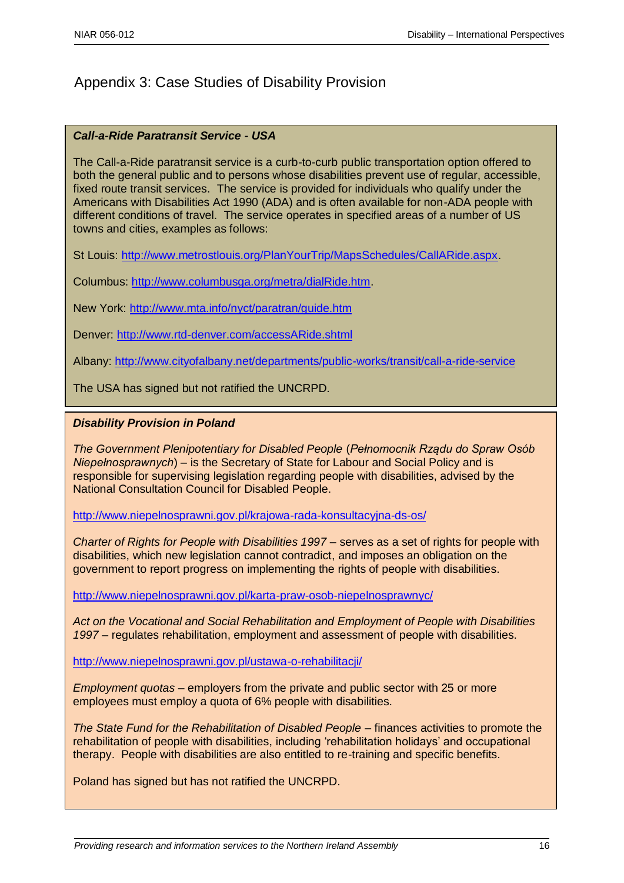# Appendix 3: Case Studies of Disability Provision

***Call-a-Ride Paratransit Service - USA***

The Call-a-Ride paratransit service is a curb-to-curb public transportation option offered to both the general public and to persons whose disabilities prevent use of regular, accessible, fixed route transit services. The service is provided for individuals who qualify under the Americans with Disabilities Act 1990 (ADA) and is often available for non-ADA people with different conditions of travel. The service operates in specified areas of a number of US towns and cities, examples as follows:

St Louis: http://www.metrostlouis.org/PlanYourTrip/MapsSchedules/CallARide.aspx.

Columbus: http://www.columbusga.org/metra/dialRide.htm.

New York: http://www.mta.info/nyct/paratran/guide.htm

Denver: http://www.rtd-denver.com/accessARide.shtml

Albany: http://www.cityofalbany.net/departments/public-works/transit/call-a-ride-service

The USA has signed but not ratified the UNCRPD.

***Disability Provision in Poland***

*The Government Plenipotentiary for Disabled People* (*Pełnomocnik Rządu do Spraw Osób Niepełnosprawnych*) – is the Secretary of State for Labour and Social Policy and is responsible for supervising legislation regarding people with disabilities, advised by the National Consultation Council for Disabled People.

http://www.niepelnosprawni.gov.pl/krajowa-rada-konsultacyjna-ds-os/

*Charter of Rights for People with Disabilities 1997* – serves as a set of rights for people with disabilities, which new legislation cannot contradict, and imposes an obligation on the government to report progress on implementing the rights of people with disabilities.

http://www.niepelnosprawni.gov.pl/karta-praw-osob-niepelnosprawnyc/

*Act on the Vocational and Social Rehabilitation and Employment of People with Disabilities 1997* – regulates rehabilitation, employment and assessment of people with disabilities.

http://www.niepelnosprawni.gov.pl/ustawa-o-rehabilitacji/

*Employment quotas* – employers from the private and public sector with 25 or more employees must employ a quota of 6% people with disabilities.

*The State Fund for the Rehabilitation of Disabled People* – finances activities to promote the rehabilitation of people with disabilities, including 'rehabilitation holidays' and occupational therapy. People with disabilities are also entitled to re-training and specific benefits.

Poland has signed but has not ratified the UNCRPD.